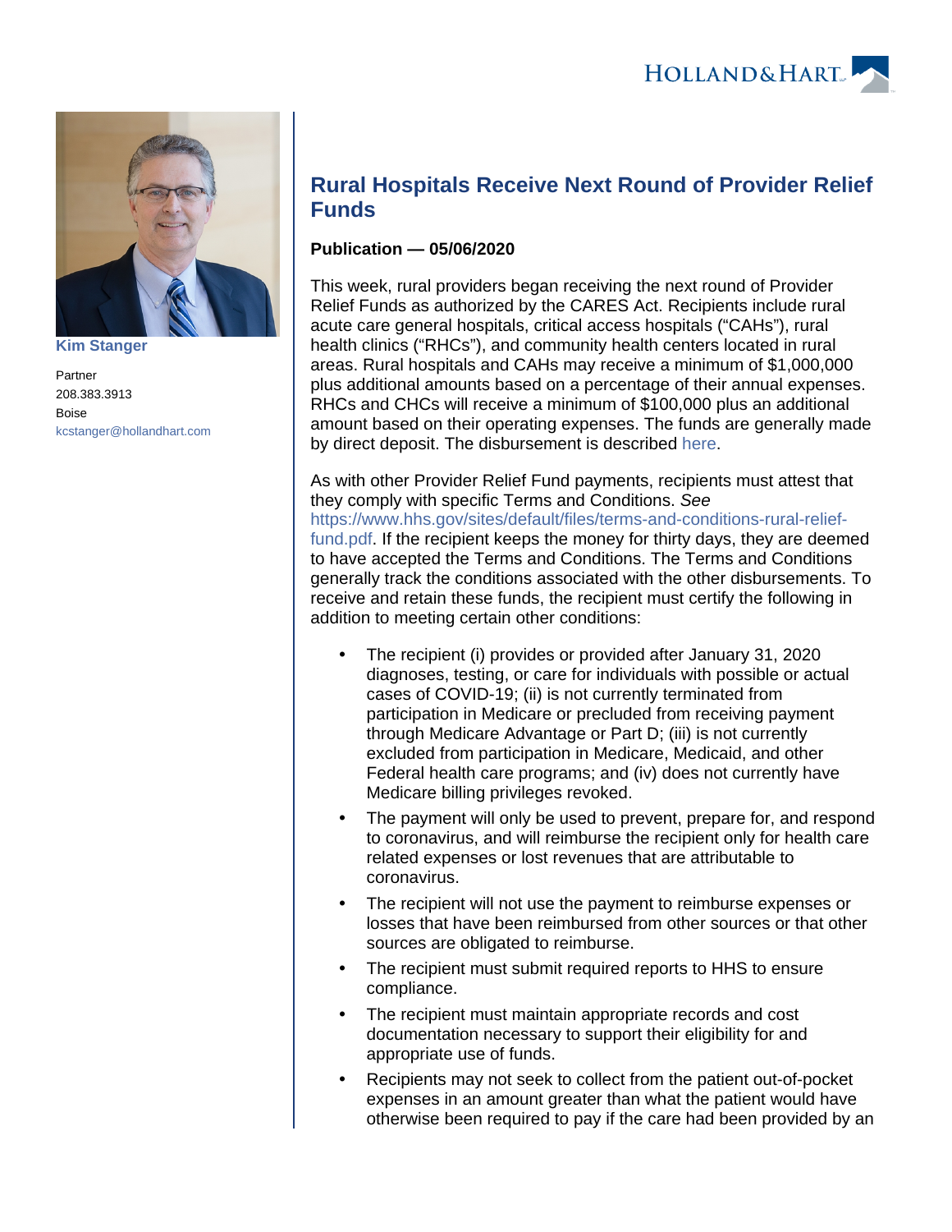Kim Stanger

Partner
208.383.3913
Boise
kcstanger@hollandhart.com

# Rural Hospitals Receive Next Round of Provider Relief Funds

**Publication — 05/06/2020**

This week, rural providers began receiving the next round of Provider Relief Funds as authorized by the CARES Act. Recipients include rural acute care general hospitals, critical access hospitals ("CAHs"), rural health clinics ("RHCs"), and community health centers located in rural areas. Rural hospitals and CAHs may receive a minimum of $1,000,000 plus additional amounts based on a percentage of their annual expenses. RHCs and CHCs will receive a minimum of $100,000 plus an additional amount based on their operating expenses. The funds are generally made by direct deposit. The disbursement is described here.

As with other Provider Relief Fund payments, recipients must attest that they comply with specific Terms and Conditions. *See* https://www.hhs.gov/sites/default/files/terms-and-conditions-rural-relief-fund.pdf. If the recipient keeps the money for thirty days, they are deemed to have accepted the Terms and Conditions. The Terms and Conditions generally track the conditions associated with the other disbursements. To receive and retain these funds, the recipient must certify the following in addition to meeting certain other conditions:

- The recipient (i) provides or provided after January 31, 2020 diagnoses, testing, or care for individuals with possible or actual cases of COVID-19; (ii) is not currently terminated from participation in Medicare or precluded from receiving payment through Medicare Advantage or Part D; (iii) is not currently excluded from participation in Medicare, Medicaid, and other Federal health care programs; and (iv) does not currently have Medicare billing privileges revoked.
- The payment will only be used to prevent, prepare for, and respond to coronavirus, and will reimburse the recipient only for health care related expenses or lost revenues that are attributable to coronavirus.
- The recipient will not use the payment to reimburse expenses or losses that have been reimbursed from other sources or that other sources are obligated to reimburse.
- The recipient must submit required reports to HHS to ensure compliance.
- The recipient must maintain appropriate records and cost documentation necessary to support their eligibility for and appropriate use of funds.
- Recipients may not seek to collect from the patient out-of-pocket expenses in an amount greater than what the patient would have otherwise been required to pay if the care had been provided by an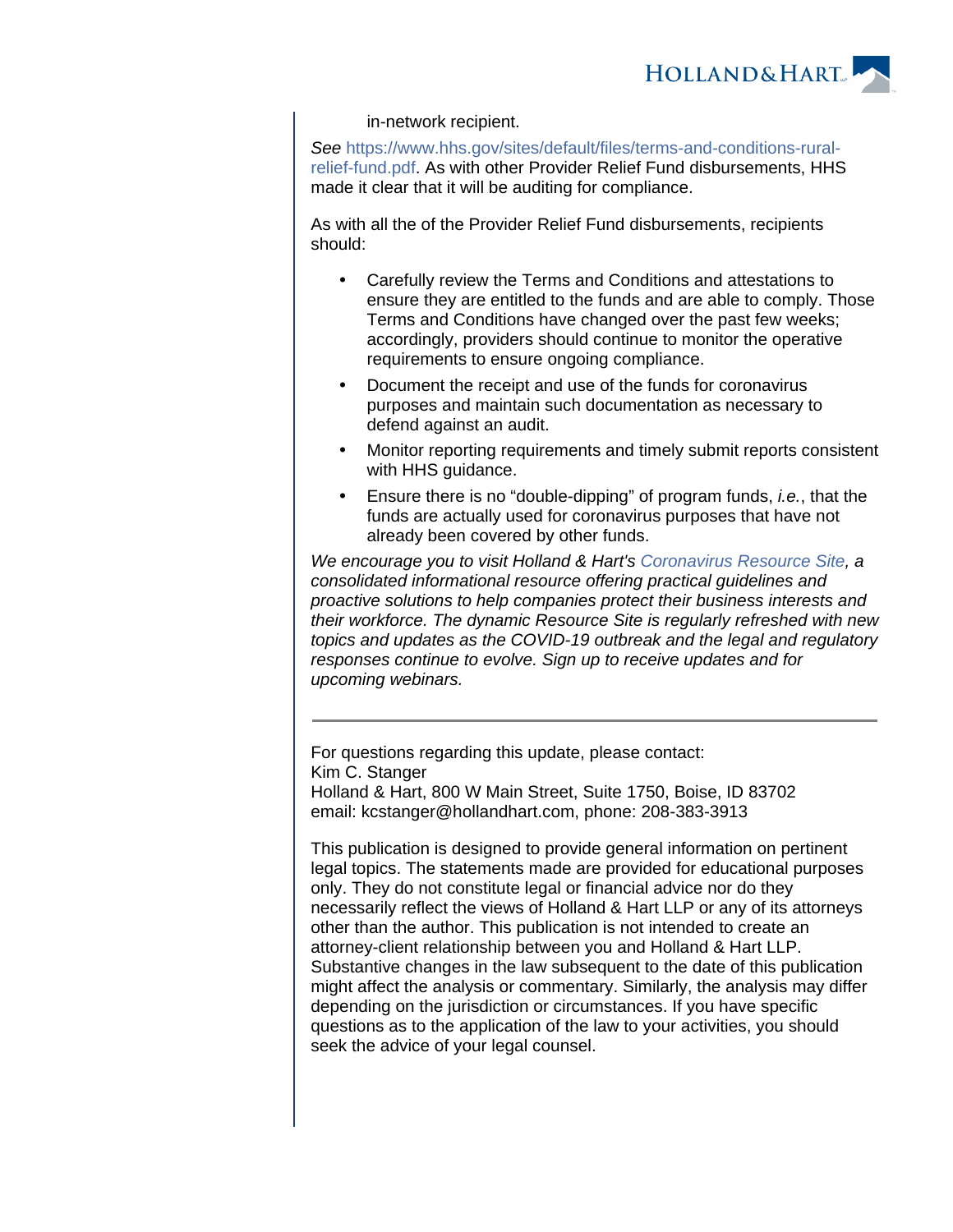in-network recipient.

*See* https://www.hhs.gov/sites/default/files/terms-and-conditions-rural-relief-fund.pdf. As with other Provider Relief Fund disbursements, HHS made it clear that it will be auditing for compliance.

As with all the of the Provider Relief Fund disbursements, recipients should:

- Carefully review the Terms and Conditions and attestations to ensure they are entitled to the funds and are able to comply. Those Terms and Conditions have changed over the past few weeks; accordingly, providers should continue to monitor the operative requirements to ensure ongoing compliance.
- Document the receipt and use of the funds for coronavirus purposes and maintain such documentation as necessary to defend against an audit.
- Monitor reporting requirements and timely submit reports consistent with HHS guidance.
- Ensure there is no "double-dipping" of program funds, *i.e.*, that the funds are actually used for coronavirus purposes that have not already been covered by other funds.

*We encourage you to visit Holland & Hart's Coronavirus Resource Site, a consolidated informational resource offering practical guidelines and proactive solutions to help companies protect their business interests and their workforce. The dynamic Resource Site is regularly refreshed with new topics and updates as the COVID-19 outbreak and the legal and regulatory responses continue to evolve. Sign up to receive updates and for upcoming webinars.*

---

For questions regarding this update, please contact:
Kim C. Stanger
Holland & Hart, 800 W Main Street, Suite 1750, Boise, ID 83702
email: kcstanger@hollandhart.com, phone: 208-383-3913

This publication is designed to provide general information on pertinent legal topics. The statements made are provided for educational purposes only. They do not constitute legal or financial advice nor do they necessarily reflect the views of Holland & Hart LLP or any of its attorneys other than the author. This publication is not intended to create an attorney-client relationship between you and Holland & Hart LLP. Substantive changes in the law subsequent to the date of this publication might affect the analysis or commentary. Similarly, the analysis may differ depending on the jurisdiction or circumstances. If you have specific questions as to the application of the law to your activities, you should seek the advice of your legal counsel.